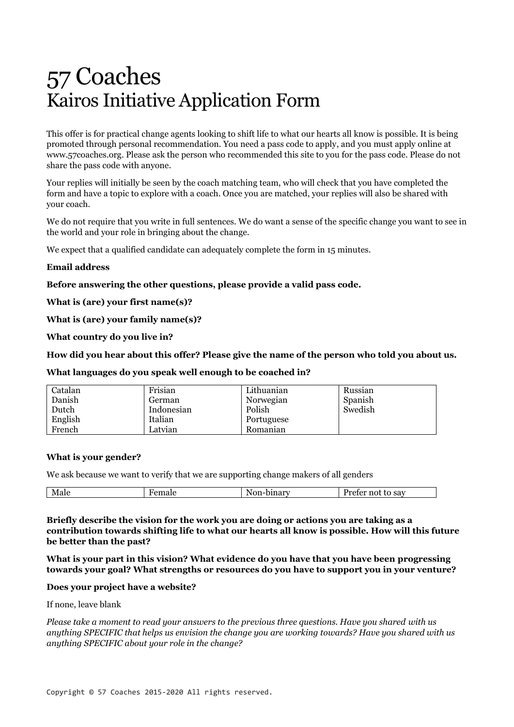# 57 Coaches
## Kairos Initiative Application Form

This offer is for practical change agents looking to shift life to what our hearts all know is possible. It is being promoted through personal recommendation. You need a pass code to apply, and you must apply online at www.57coaches.org. Please ask the person who recommended this site to you for the pass code. Please do not share the pass code with anyone.

Your replies will initially be seen by the coach matching team, who will check that you have completed the form and have a topic to explore with a coach. Once you are matched, your replies will also be shared with your coach.

We do not require that you write in full sentences. We do want a sense of the specific change you want to see in the world and your role in bringing about the change.

We expect that a qualified candidate can adequately complete the form in 15 minutes.

**Email address**

**Before answering the other questions, please provide a valid pass code.**

**What is (are) your first name(s)?**

**What is (are) your family name(s)?**

**What country do you live in?**

**How did you hear about this offer? Please give the name of the person who told you about us.**

**What languages do you speak well enough to be coached in?**

| | | | |
|---|---|---|---|
| Catalan | Frisian | Lithuanian | Russian |
| Danish | German | Norwegian | Spanish |
| Dutch | Indonesian | Polish | Swedish |
| English | Italian | Portuguese | |
| French | Latvian | Romanian | |

**What is your gender?**

We ask because we want to verify that we are supporting change makers of all genders

| | | | |
|---|---|---|---|
| Male | Female | Non-binary | Prefer not to say |

**Briefly describe the vision for the work you are doing or actions you are taking as a contribution towards shifting life to what our hearts all know is possible. How will this future be better than the past?**

**What is your part in this vision? What evidence do you have that you have been progressing towards your goal? What strengths or resources do you have to support you in your venture?**

**Does your project have a website?**

If none, leave blank

*Please take a moment to read your answers to the previous three questions. Have you shared with us anything SPECIFIC that helps us envision the change you are working towards? Have you shared with us anything SPECIFIC about your role in the change?*

Copyright © 57 Coaches 2015-2020 All rights reserved.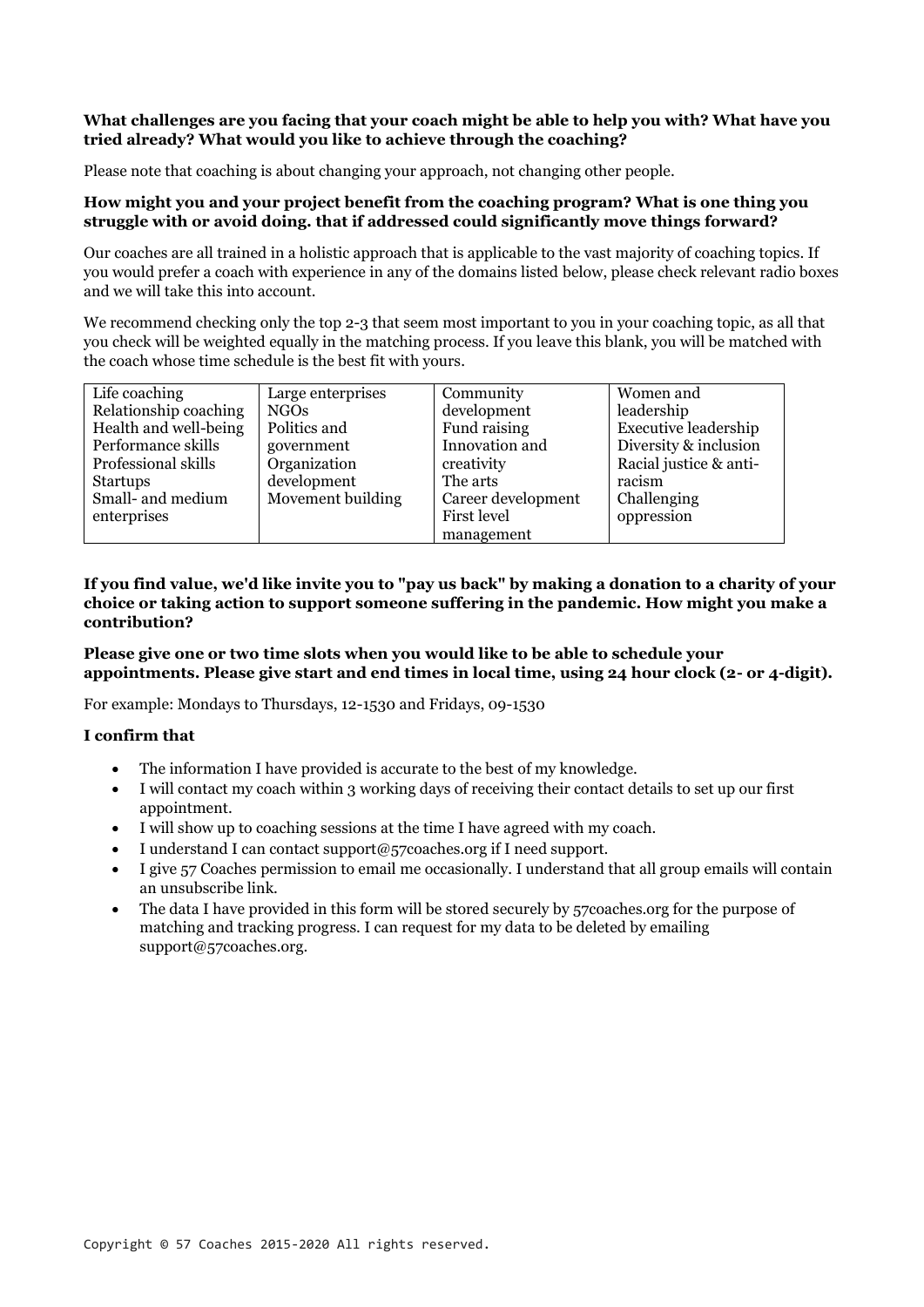**What challenges are you facing that your coach might be able to help you with? What have you tried already? What would you like to achieve through the coaching?**

Please note that coaching is about changing your approach, not changing other people.

**How might you and your project benefit from the coaching program? What is one thing you struggle with or avoid doing. that if addressed could significantly move things forward?**

Our coaches are all trained in a holistic approach that is applicable to the vast majority of coaching topics. If you would prefer a coach with experience in any of the domains listed below, please check relevant radio boxes and we will take this into account.

We recommend checking only the top 2-3 that seem most important to you in your coaching topic, as all that you check will be weighted equally in the matching process. If you leave this blank, you will be matched with the coach whose time schedule is the best fit with yours.

| | | | |
|---|---|---|---|
| Life coaching<br>Relationship coaching<br>Health and well-being<br>Performance skills<br>Professional skills<br>Startups<br>Small- and medium enterprises | Large enterprises<br>NGOs<br>Politics and government<br>Organization development<br>Movement building | Community development<br>Fund raising<br>Innovation and creativity<br>The arts<br>Career development<br>First level management | Women and leadership<br>Executive leadership<br>Diversity & inclusion<br>Racial justice & anti-racism<br>Challenging oppression |

**If you find value, we'd like invite you to "pay us back" by making a donation to a charity of your choice or taking action to support someone suffering in the pandemic. How might you make a contribution?**

**Please give one or two time slots when you would like to be able to schedule your appointments. Please give start and end times in local time, using 24 hour clock (2- or 4-digit).**

For example: Mondays to Thursdays, 12-1530 and Fridays, 09-1530

**I confirm that**

- The information I have provided is accurate to the best of my knowledge.
- I will contact my coach within 3 working days of receiving their contact details to set up our first appointment.
- I will show up to coaching sessions at the time I have agreed with my coach.
- I understand I can contact support@57coaches.org if I need support.
- I give 57 Coaches permission to email me occasionally. I understand that all group emails will contain an unsubscribe link.
- The data I have provided in this form will be stored securely by 57coaches.org for the purpose of matching and tracking progress. I can request for my data to be deleted by emailing support@57coaches.org.

Copyright © 57 Coaches 2015-2020 All rights reserved.